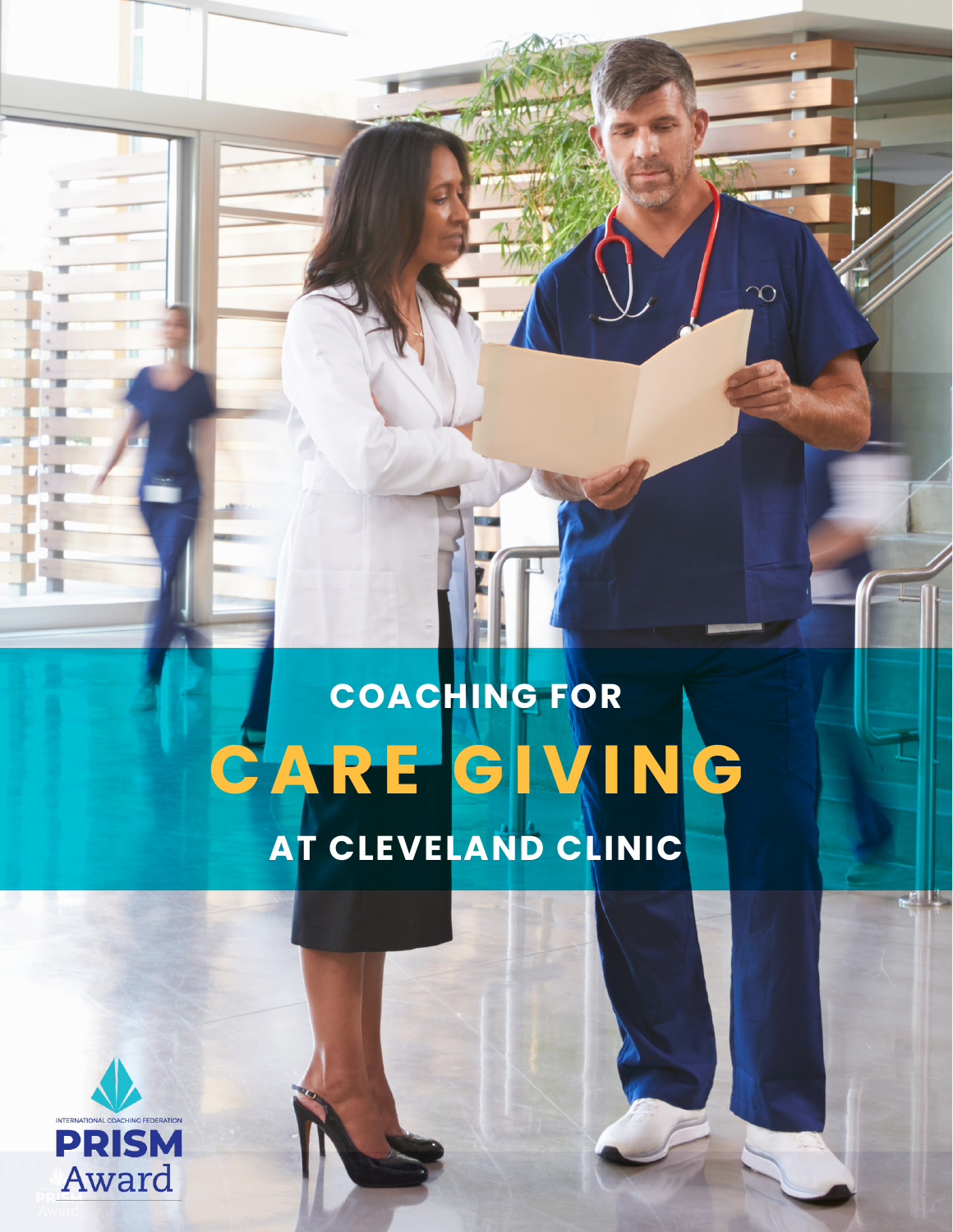# COACHING FOR CARE GIVING AT CLEVELAND CLINIC

INTERNATIONAL COACHING FEDERATION

PRISM Award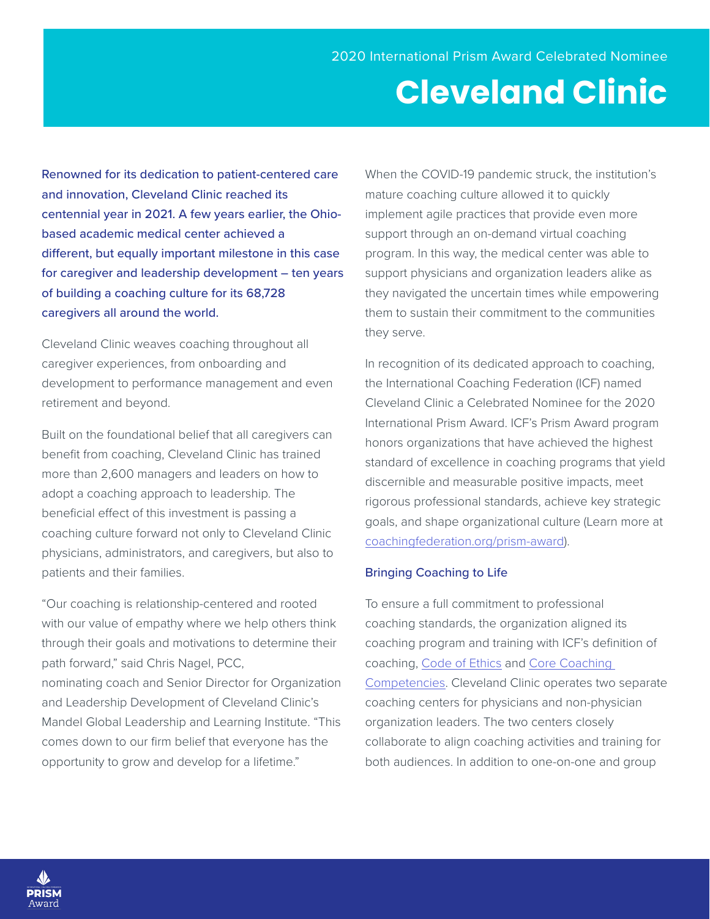2020 International Prism Award Celebrated Nominee

# Cleveland Clinic

**Renowned for its dedication to patient-centered care and innovation, Cleveland Clinic reached its centennial year in 2021. A few years earlier, the Ohio-based academic medical center achieved a different, but equally important milestone in this case for caregiver and leadership development – ten years of building a coaching culture for its 68,728 caregivers all around the world.**

Cleveland Clinic weaves coaching throughout all caregiver experiences, from onboarding and development to performance management and even retirement and beyond.

Built on the foundational belief that all caregivers can benefit from coaching, Cleveland Clinic has trained more than 2,600 managers and leaders on how to adopt a coaching approach to leadership. The beneficial effect of this investment is passing a coaching culture forward not only to Cleveland Clinic physicians, administrators, and caregivers, but also to patients and their families.

"Our coaching is relationship-centered and rooted with our value of empathy where we help others think through their goals and motivations to determine their path forward," said Chris Nagel, PCC, nominating coach and Senior Director for Organization and Leadership Development of Cleveland Clinic's Mandel Global Leadership and Learning Institute. "This comes down to our firm belief that everyone has the opportunity to grow and develop for a lifetime."

When the COVID-19 pandemic struck, the institution's mature coaching culture allowed it to quickly implement agile practices that provide even more support through an on-demand virtual coaching program. In this way, the medical center was able to support physicians and organization leaders alike as they navigated the uncertain times while empowering them to sustain their commitment to the communities they serve.

In recognition of its dedicated approach to coaching, the International Coaching Federation (ICF) named Cleveland Clinic a Celebrated Nominee for the 2020 International Prism Award. ICF's Prism Award program honors organizations that have achieved the highest standard of excellence in coaching programs that yield discernible and measurable positive impacts, meet rigorous professional standards, achieve key strategic goals, and shape organizational culture (Learn more at coachingfederation.org/prism-award).

### Bringing Coaching to Life

To ensure a full commitment to professional coaching standards, the organization aligned its coaching program and training with ICF's definition of coaching, Code of Ethics and Core Coaching Competencies. Cleveland Clinic operates two separate coaching centers for physicians and non-physician organization leaders. The two centers closely collaborate to align coaching activities and training for both audiences. In addition to one-on-one and group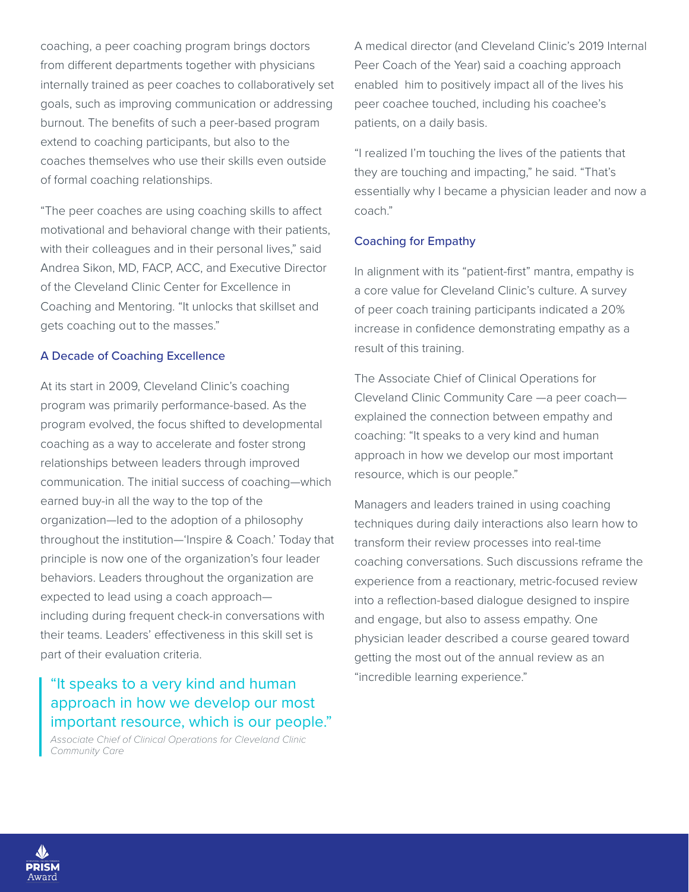coaching, a peer coaching program brings doctors from different departments together with physicians internally trained as peer coaches to collaboratively set goals, such as improving communication or addressing burnout. The benefits of such a peer-based program extend to coaching participants, but also to the coaches themselves who use their skills even outside of formal coaching relationships.

"The peer coaches are using coaching skills to affect motivational and behavioral change with their patients, with their colleagues and in their personal lives," said Andrea Sikon, MD, FACP, ACC, and Executive Director of the Cleveland Clinic Center for Excellence in Coaching and Mentoring. "It unlocks that skillset and gets coaching out to the masses."

### A Decade of Coaching Excellence

At its start in 2009, Cleveland Clinic's coaching program was primarily performance-based. As the program evolved, the focus shifted to developmental coaching as a way to accelerate and foster strong relationships between leaders through improved communication. The initial success of coaching—which earned buy-in all the way to the top of the organization—led to the adoption of a philosophy throughout the institution—'Inspire & Coach.' Today that principle is now one of the organization's four leader behaviors. Leaders throughout the organization are expected to lead using a coach approach—including during frequent check-in conversations with their teams. Leaders' effectiveness in this skill set is part of their evaluation criteria.

> "It speaks to a very kind and human approach in how we develop our most important resource, which is our people."
>
> *Associate Chief of Clinical Operations for Cleveland Clinic Community Care*

A medical director (and Cleveland Clinic's 2019 Internal Peer Coach of the Year) said a coaching approach enabled him to positively impact all of the lives his peer coachee touched, including his coachee's patients, on a daily basis.

"I realized I'm touching the lives of the patients that they are touching and impacting," he said. "That's essentially why I became a physician leader and now a coach."

### Coaching for Empathy

In alignment with its "patient-first" mantra, empathy is a core value for Cleveland Clinic's culture. A survey of peer coach training participants indicated a 20% increase in confidence demonstrating empathy as a result of this training.

The Associate Chief of Clinical Operations for Cleveland Clinic Community Care —a peer coach— explained the connection between empathy and coaching: "It speaks to a very kind and human approach in how we develop our most important resource, which is our people."

Managers and leaders trained in using coaching techniques during daily interactions also learn how to transform their review processes into real-time coaching conversations. Such discussions reframe the experience from a reactionary, metric-focused review into a reflection-based dialogue designed to inspire and engage, but also to assess empathy. One physician leader described a course geared toward getting the most out of the annual review as an "incredible learning experience."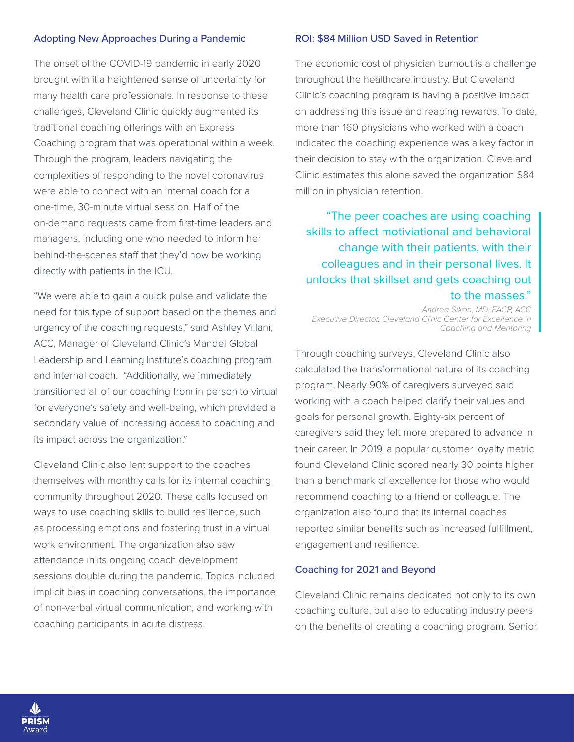### Adopting New Approaches During a Pandemic

The onset of the COVID-19 pandemic in early 2020 brought with it a heightened sense of uncertainty for many health care professionals. In response to these challenges, Cleveland Clinic quickly augmented its traditional coaching offerings with an Express Coaching program that was operational within a week. Through the program, leaders navigating the complexities of responding to the novel coronavirus were able to connect with an internal coach for a one-time, 30-minute virtual session. Half of the on-demand requests came from first-time leaders and managers, including one who needed to inform her behind-the-scenes staff that they'd now be working directly with patients in the ICU.

"We were able to gain a quick pulse and validate the need for this type of support based on the themes and urgency of the coaching requests," said Ashley Villani, ACC, Manager of Cleveland Clinic's Mandel Global Leadership and Learning Institute's coaching program and internal coach. "Additionally, we immediately transitioned all of our coaching from in person to virtual for everyone's safety and well-being, which provided a secondary value of increasing access to coaching and its impact across the organization."

Cleveland Clinic also lent support to the coaches themselves with monthly calls for its internal coaching community throughout 2020. These calls focused on ways to use coaching skills to build resilience, such as processing emotions and fostering trust in a virtual work environment. The organization also saw attendance in its ongoing coach development sessions double during the pandemic. Topics included implicit bias in coaching conversations, the importance of non-verbal virtual communication, and working with coaching participants in acute distress.

### ROI: $84 Million USD Saved in Retention

The economic cost of physician burnout is a challenge throughout the healthcare industry. But Cleveland Clinic's coaching program is having a positive impact on addressing this issue and reaping rewards. To date, more than 160 physicians who worked with a coach indicated the coaching experience was a key factor in their decision to stay with the organization. Cleveland Clinic estimates this alone saved the organization $84 million in physician retention.

> "The peer coaches are using coaching skills to affect motiviational and behavioral change with their patients, with their colleagues and in their personal lives. It unlocks that skillset and gets coaching out to the masses."
>
> *Andrea Sikon, MD, FACP, ACC*
> *Executive Director, Cleveland Clinic Center for Excellence in Coaching and Mentoring*

Through coaching surveys, Cleveland Clinic also calculated the transformational nature of its coaching program. Nearly 90% of caregivers surveyed said working with a coach helped clarify their values and goals for personal growth. Eighty-six percent of caregivers said they felt more prepared to advance in their career. In 2019, a popular customer loyalty metric found Cleveland Clinic scored nearly 30 points higher than a benchmark of excellence for those who would recommend coaching to a friend or colleague. The organization also found that its internal coaches reported similar benefits such as increased fulfillment, engagement and resilience.

### Coaching for 2021 and Beyond

Cleveland Clinic remains dedicated not only to its own coaching culture, but also to educating industry peers on the benefits of creating a coaching program. Senior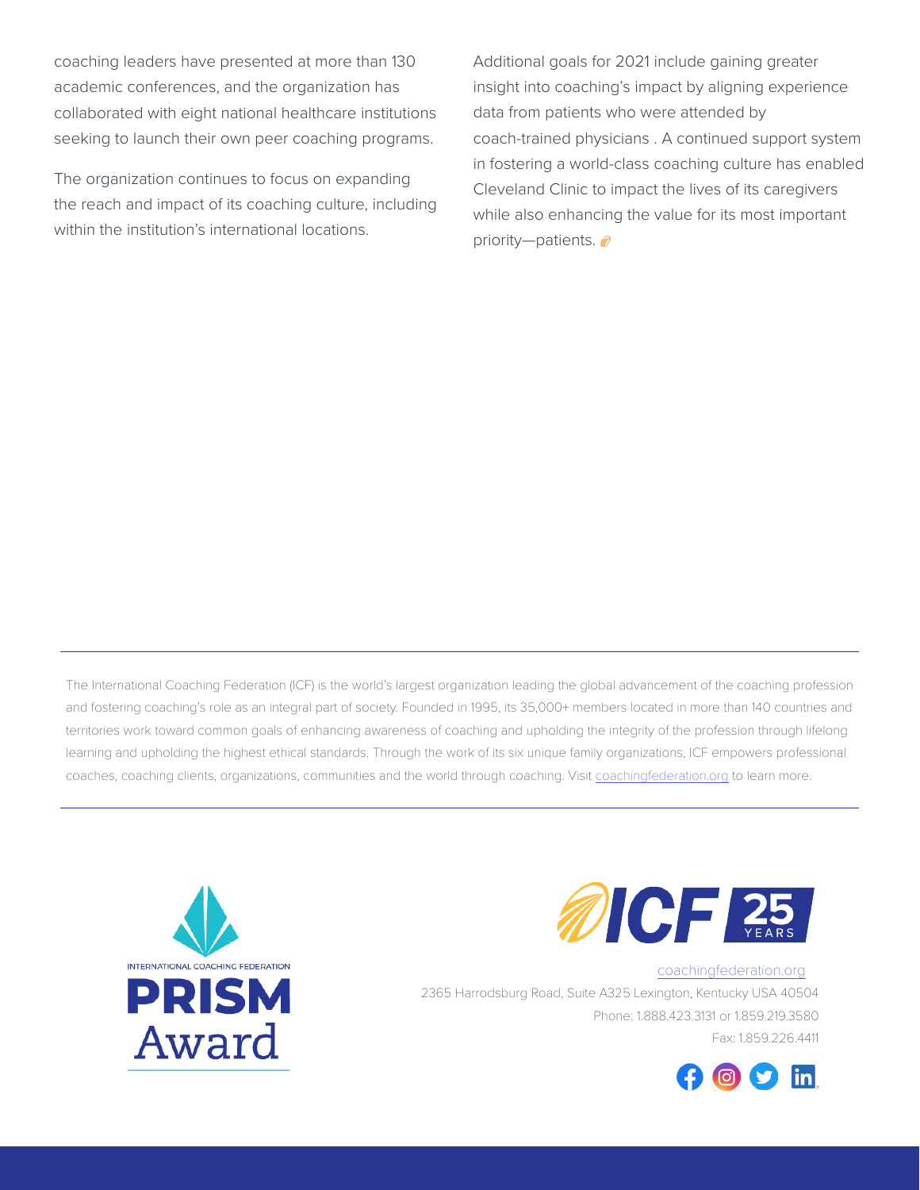coaching leaders have presented at more than 130 academic conferences, and the organization has collaborated with eight national healthcare institutions seeking to launch their own peer coaching programs.

The organization continues to focus on expanding the reach and impact of its coaching culture, including within the institution's international locations.

Additional goals for 2021 include gaining greater insight into coaching's impact by aligning experience data from patients who were attended by coach-trained physicians . A continued support system in fostering a world-class coaching culture has enabled Cleveland Clinic to impact the lives of its caregivers while also enhancing the value for its most important priority—patients.

---

The International Coaching Federation (ICF) is the world's largest organization leading the global advancement of the coaching profession and fostering coaching's role as an integral part of society. Founded in 1995, its 35,000+ members located in more than 140 countries and territories work toward common goals of enhancing awareness of coaching and upholding the integrity of the profession through lifelong learning and upholding the highest ethical standards. Through the work of its six unique family organizations, ICF empowers professional coaches, coaching clients, organizations, communities and the world through coaching. Visit coachingfederation.org to learn more.

---

INTERNATIONAL COACHING FEDERATION

PRISM Award

ICF 25 YEARS

coachingfederation.org

2365 Harrodsburg Road, Suite A325 Lexington, Kentucky USA 40504

Phone: 1.888.423.3131 or 1.859.219.3580

Fax: 1.859.226.4411